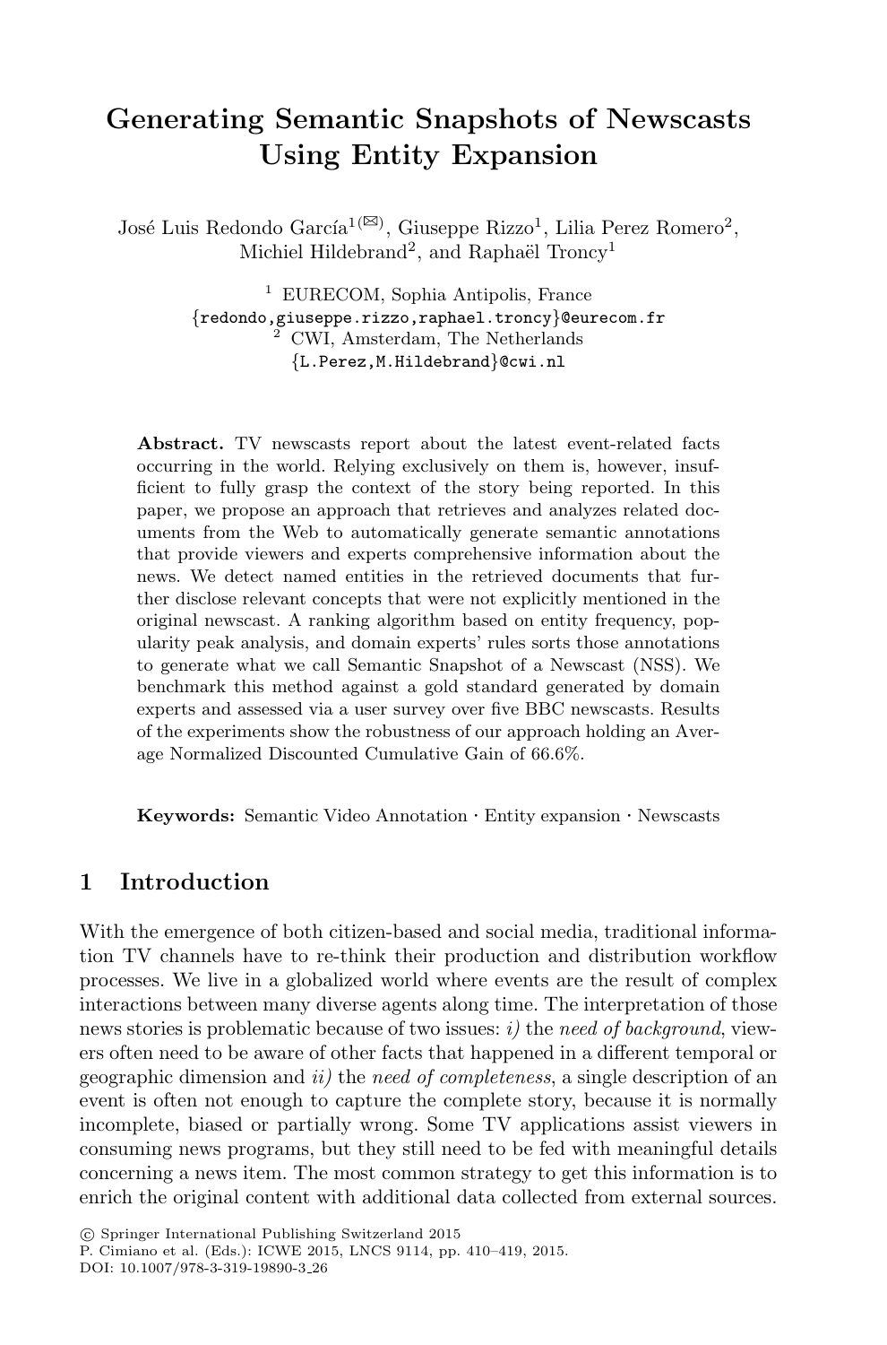# Generating Semantic Snapshots of Newscasts Using Entity Expansion

José Luis Redondo García[1](✉), Giuseppe Rizzo[1], Lilia Perez Romero[2], Michiel Hildebrand[2], and Raphaël Troncy[1]

[1] EURECOM, Sophia Antipolis, France
{redondo,giuseppe.rizzo,raphael.troncy}@eurecom.fr
[2] CWI, Amsterdam, The Netherlands
{L.Perez,M.Hildebrand}@cwi.nl

**Abstract.** TV newscasts report about the latest event-related facts occurring in the world. Relying exclusively on them is, however, insufficient to fully grasp the context of the story being reported. In this paper, we propose an approach that retrieves and analyzes related documents from the Web to automatically generate semantic annotations that provide viewers and experts comprehensive information about the news. We detect named entities in the retrieved documents that further disclose relevant concepts that were not explicitly mentioned in the original newscast. A ranking algorithm based on entity frequency, popularity peak analysis, and domain experts' rules sorts those annotations to generate what we call Semantic Snapshot of a Newscast (NSS). We benchmark this method against a gold standard generated by domain experts and assessed via a user survey over five BBC newscasts. Results of the experiments show the robustness of our approach holding an Average Normalized Discounted Cumulative Gain of 66.6%.

**Keywords:** Semantic Video Annotation · Entity expansion · Newscasts

## 1 Introduction

With the emergence of both citizen-based and social media, traditional information TV channels have to re-think their production and distribution workflow processes. We live in a globalized world where events are the result of complex interactions between many diverse agents along time. The interpretation of those news stories is problematic because of two issues: *i)* the *need of background*, viewers often need to be aware of other facts that happened in a different temporal or geographic dimension and *ii)* the *need of completeness*, a single description of an event is often not enough to capture the complete story, because it is normally incomplete, biased or partially wrong. Some TV applications assist viewers in consuming news programs, but they still need to be fed with meaningful details concerning a news item. The most common strategy to get this information is to enrich the original content with additional data collected from external sources.

© Springer International Publishing Switzerland 2015
P. Cimiano et al. (Eds.): ICWE 2015, LNCS 9114, pp. 410–419, 2015.
DOI: 10.1007/978-3-319-19890-3_26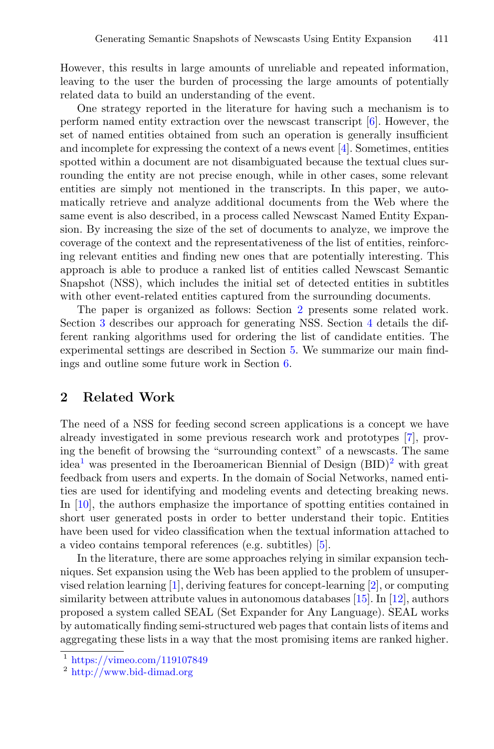However, this results in large amounts of unreliable and repeated information, leaving to the user the burden of processing the large amounts of potentially related data to build an understanding of the event.

One strategy reported in the literature for having such a mechanism is to perform named entity extraction over the newscast transcript [6]. However, the set of named entities obtained from such an operation is generally insufficient and incomplete for expressing the context of a news event [4]. Sometimes, entities spotted within a document are not disambiguated because the textual clues surrounding the entity are not precise enough, while in other cases, some relevant entities are simply not mentioned in the transcripts. In this paper, we automatically retrieve and analyze additional documents from the Web where the same event is also described, in a process called Newscast Named Entity Expansion. By increasing the size of the set of documents to analyze, we improve the coverage of the context and the representativeness of the list of entities, reinforcing relevant entities and finding new ones that are potentially interesting. This approach is able to produce a ranked list of entities called Newscast Semantic Snapshot (NSS), which includes the initial set of detected entities in subtitles with other event-related entities captured from the surrounding documents.

The paper is organized as follows: Section 2 presents some related work. Section 3 describes our approach for generating NSS. Section 4 details the different ranking algorithms used for ordering the list of candidate entities. The experimental settings are described in Section 5. We summarize our main findings and outline some future work in Section 6.

## 2 Related Work

The need of a NSS for feeding second screen applications is a concept we have already investigated in some previous research work and prototypes [7], proving the benefit of browsing the "surrounding context" of a newscasts. The same idea[1] was presented in the Iberoamerican Biennial of Design (BID)[2] with great feedback from users and experts. In the domain of Social Networks, named entities are used for identifying and modeling events and detecting breaking news. In [10], the authors emphasize the importance of spotting entities contained in short user generated posts in order to better understand their topic. Entities have been used for video classification when the textual information attached to a video contains temporal references (e.g. subtitles) [5].

In the literature, there are some approaches relying in similar expansion techniques. Set expansion using the Web has been applied to the problem of unsupervised relation learning [1], deriving features for concept-learning [2], or computing similarity between attribute values in autonomous databases [15]. In [12], authors proposed a system called SEAL (Set Expander for Any Language). SEAL works by automatically finding semi-structured web pages that contain lists of items and aggregating these lists in a way that the most promising items are ranked higher.

[1] https://vimeo.com/119107849

[2] http://www.bid-dimad.org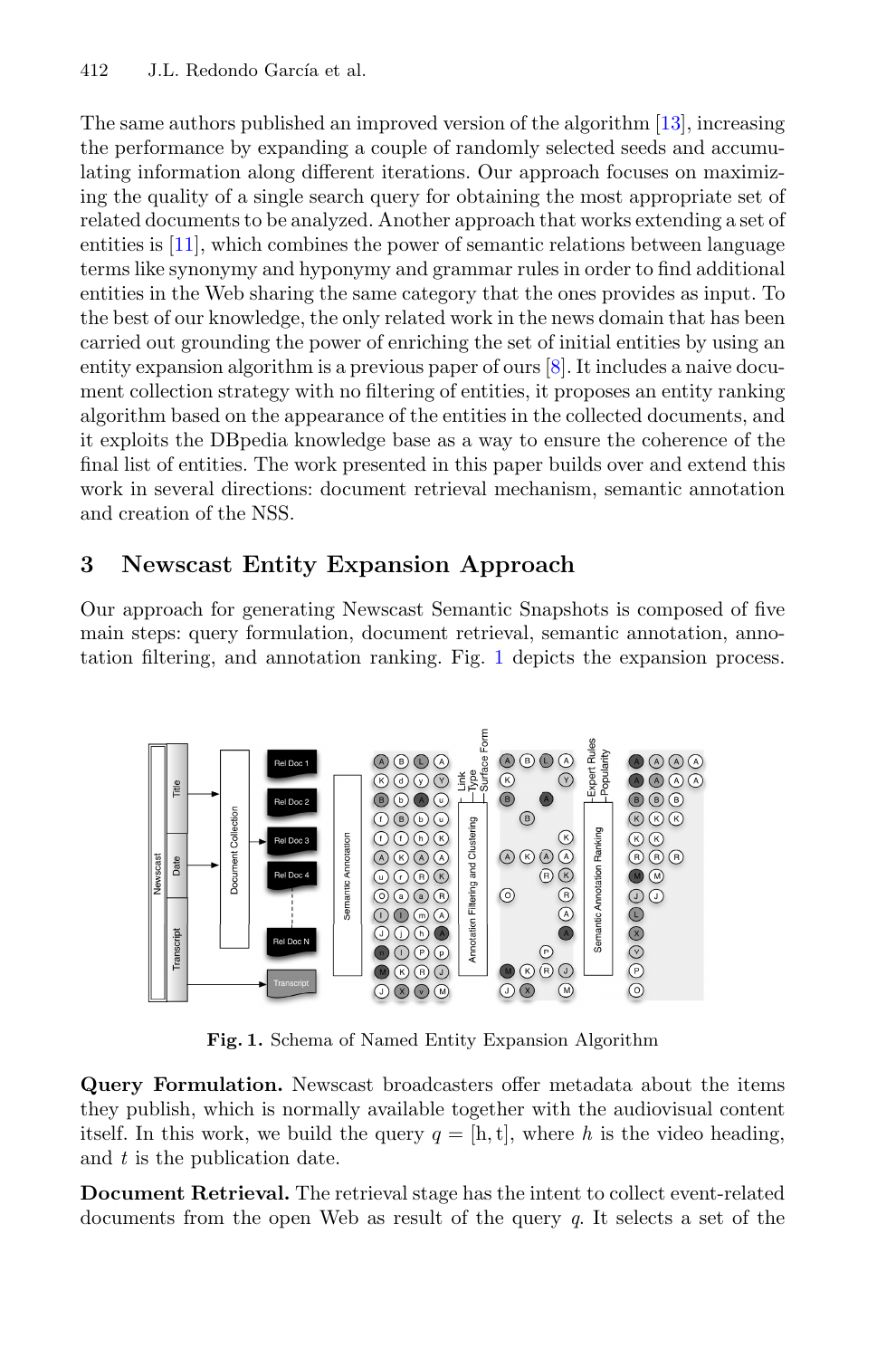The same authors published an improved version of the algorithm [13], increasing the performance by expanding a couple of randomly selected seeds and accumulating information along different iterations. Our approach focuses on maximizing the quality of a single search query for obtaining the most appropriate set of related documents to be analyzed. Another approach that works extending a set of entities is [11], which combines the power of semantic relations between language terms like synonymy and hyponymy and grammar rules in order to find additional entities in the Web sharing the same category that the ones provides as input. To the best of our knowledge, the only related work in the news domain that has been carried out grounding the power of enriching the set of initial entities by using an entity expansion algorithm is a previous paper of ours [8]. It includes a naive document collection strategy with no filtering of entities, it proposes an entity ranking algorithm based on the appearance of the entities in the collected documents, and it exploits the DBpedia knowledge base as a way to ensure the coherence of the final list of entities. The work presented in this paper builds over and extend this work in several directions: document retrieval mechanism, semantic annotation and creation of the NSS.

## 3 Newscast Entity Expansion Approach

Our approach for generating Newscast Semantic Snapshots is composed of five main steps: query formulation, document retrieval, semantic annotation, annotation filtering, and annotation ranking. Fig. 1 depicts the expansion process.

**Fig. 1.** Schema of Named Entity Expansion Algorithm

**Query Formulation.** Newscast broadcasters offer metadata about the items they publish, which is normally available together with the audiovisual content itself. In this work, we build the query $q = [h, t]$, where $h$ is the video heading, and $t$ is the publication date.

**Document Retrieval.** The retrieval stage has the intent to collect event-related documents from the open Web as result of the query $q$. It selects a set of the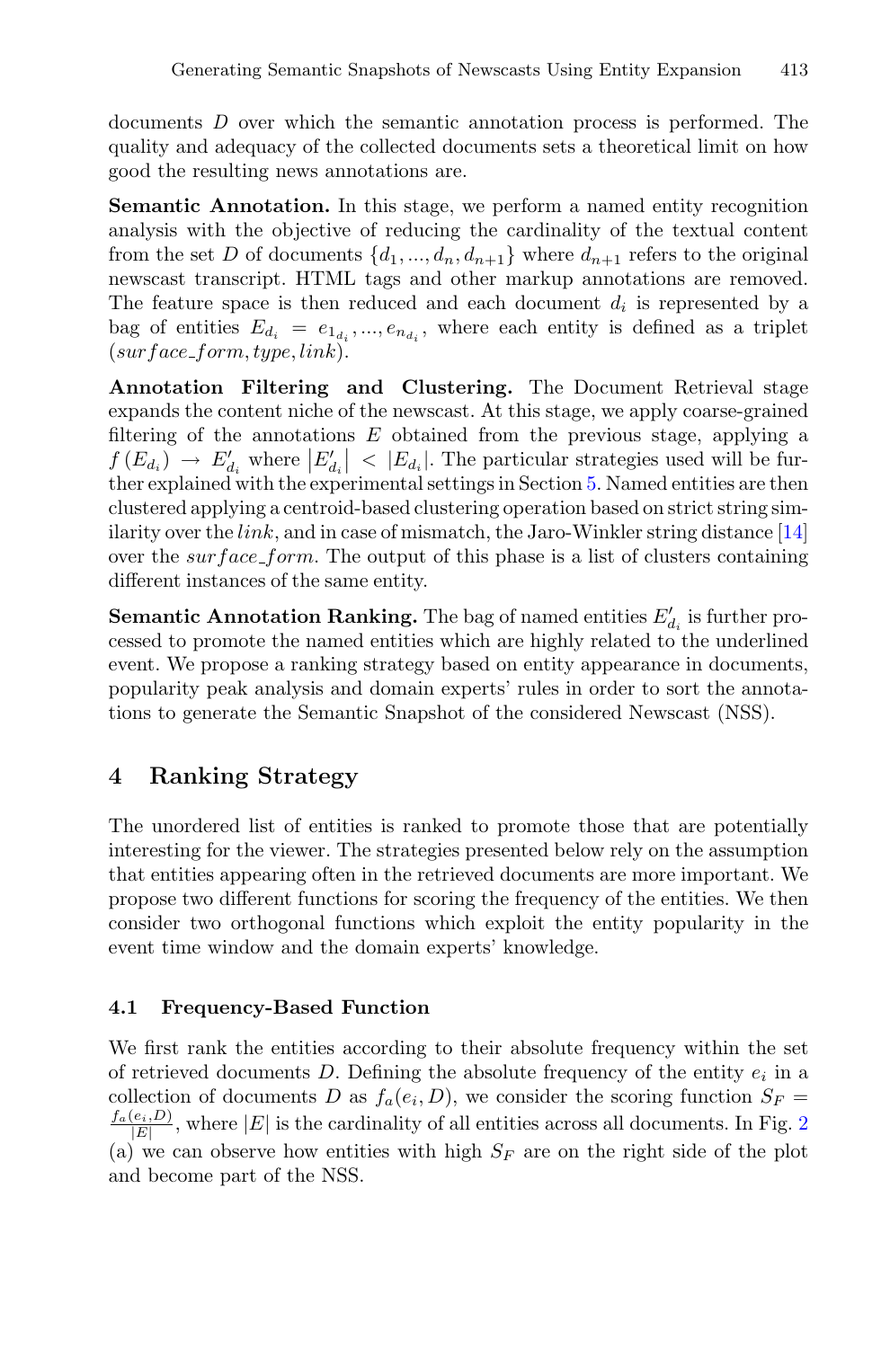documents $D$ over which the semantic annotation process is performed. The quality and adequacy of the collected documents sets a theoretical limit on how good the resulting news annotations are.

**Semantic Annotation.** In this stage, we perform a named entity recognition analysis with the objective of reducing the cardinality of the textual content from the set $D$ of documents $\{d_1, ..., d_n, d_{n+1}\}$ where $d_{n+1}$ refers to the original newscast transcript. HTML tags and other markup annotations are removed. The feature space is then reduced and each document $d_i$ is represented by a bag of entities $E_{d_i} = e_{1_{d_i}}, ..., e_{n_{d_i}}$, where each entity is defined as a triplet $(surface\_form, type, link)$.

**Annotation Filtering and Clustering.** The Document Retrieval stage expands the content niche of the newscast. At this stage, we apply coarse-grained filtering of the annotations $E$ obtained from the previous stage, applying a $f(E_{d_i}) \rightarrow E'_{d_i}$ where $|E'_{d_i}| < |E_{d_i}|$. The particular strategies used will be further explained with the experimental settings in Section 5. Named entities are then clustered applying a centroid-based clustering operation based on strict string similarity over the $link$, and in case of mismatch, the Jaro-Winkler string distance [14] over the $surface\_form$. The output of this phase is a list of clusters containing different instances of the same entity.

**Semantic Annotation Ranking.** The bag of named entities $E'_{d_i}$ is further processed to promote the named entities which are highly related to the underlined event. We propose a ranking strategy based on entity appearance in documents, popularity peak analysis and domain experts' rules in order to sort the annotations to generate the Semantic Snapshot of the considered Newscast (NSS).

## 4 Ranking Strategy

The unordered list of entities is ranked to promote those that are potentially interesting for the viewer. The strategies presented below rely on the assumption that entities appearing often in the retrieved documents are more important. We propose two different functions for scoring the frequency of the entities. We then consider two orthogonal functions which exploit the entity popularity in the event time window and the domain experts' knowledge.

### 4.1 Frequency-Based Function

We first rank the entities according to their absolute frequency within the set of retrieved documents $D$. Defining the absolute frequency of the entity $e_i$ in a collection of documents $D$ as $f_a(e_i, D)$, we consider the scoring function $S_F = \frac{f_a(e_i, D)}{|E|}$, where $|E|$ is the cardinality of all entities across all documents. In Fig. 2 (a) we can observe how entities with high $S_F$ are on the right side of the plot and become part of the NSS.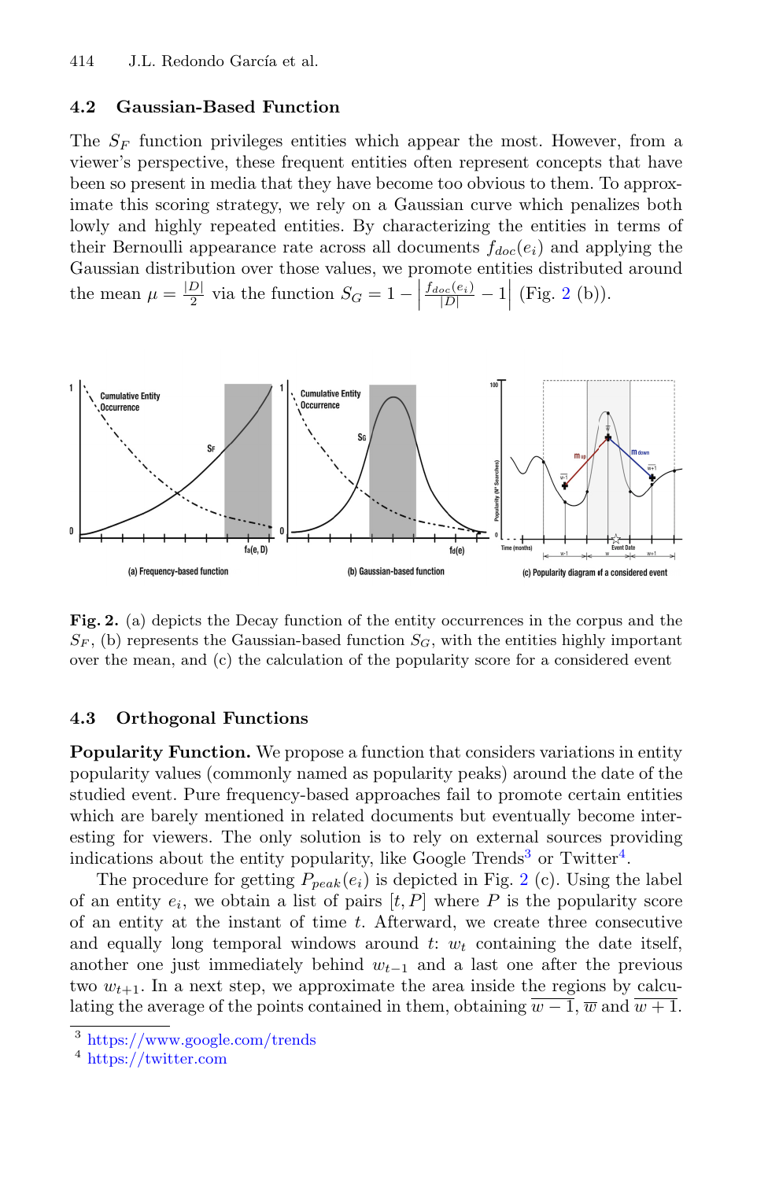### 4.2 Gaussian-Based Function

The $S_F$ function privileges entities which appear the most. However, from a viewer's perspective, these frequent entities often represent concepts that have been so present in media that they have become too obvious to them. To approximate this scoring strategy, we rely on a Gaussian curve which penalizes both lowly and highly repeated entities. By characterizing the entities in terms of their Bernoulli appearance rate across all documents $f_{doc}(e_i)$ and applying the Gaussian distribution over those values, we promote entities distributed around the mean $\mu = \frac{|D|}{2}$ via the function $S_G = 1 - \left| \frac{f_{doc}(e_i)}{|D|} - 1 \right|$ (Fig. 2 (b)).

**Fig. 2.** (a) depicts the Decay function of the entity occurrences in the corpus and the $S_F$, (b) represents the Gaussian-based function $S_G$, with the entities highly important over the mean, and (c) the calculation of the popularity score for a considered event

### 4.3 Orthogonal Functions

**Popularity Function.** We propose a function that considers variations in entity popularity values (commonly named as popularity peaks) around the date of the studied event. Pure frequency-based approaches fail to promote certain entities which are barely mentioned in related documents but eventually become interesting for viewers. The only solution is to rely on external sources providing indications about the entity popularity, like Google Trends[3] or Twitter[4].

The procedure for getting $P_{peak}(e_i)$ is depicted in Fig. 2 (c). Using the label of an entity $e_i$, we obtain a list of pairs $[t, P]$ where $P$ is the popularity score of an entity at the instant of time $t$. Afterward, we create three consecutive and equally long temporal windows around $t$: $w_t$ containing the date itself, another one just immediately behind $w_{t-1}$ and a last one after the previous two $w_{t+1}$. In a next step, we approximate the area inside the regions by calculating the average of the points contained in them, obtaining $\overline{w-1}$, $\overline{w}$ and $\overline{w+1}$.

[3] https://www.google.com/trends

[4] https://twitter.com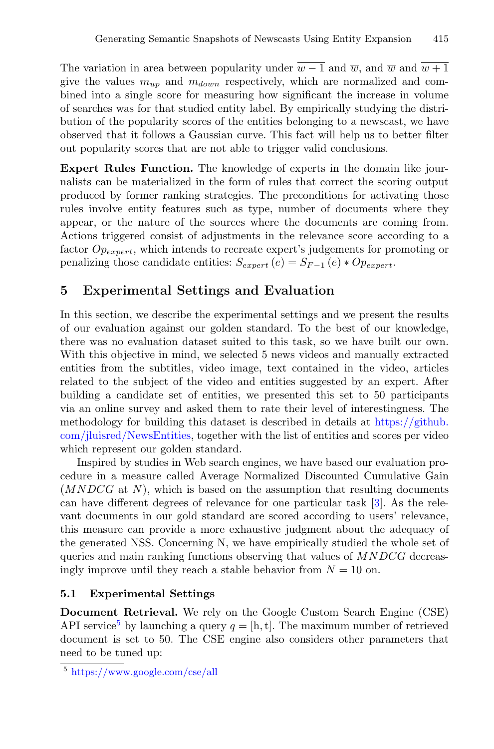The variation in area between popularity under $\overline{w-1}$ and $\overline{w}$, and $\overline{w}$ and $\overline{w+1}$ give the values $m_{up}$ and $m_{down}$ respectively, which are normalized and combined into a single score for measuring how significant the increase in volume of searches was for that studied entity label. By empirically studying the distribution of the popularity scores of the entities belonging to a newscast, we have observed that it follows a Gaussian curve. This fact will help us to better filter out popularity scores that are not able to trigger valid conclusions.

**Expert Rules Function.** The knowledge of experts in the domain like journalists can be materialized in the form of rules that correct the scoring output produced by former ranking strategies. The preconditions for activating those rules involve entity features such as type, number of documents where they appear, or the nature of the sources where the documents are coming from. Actions triggered consist of adjustments in the relevance score according to a factor $Op_{expert}$, which intends to recreate expert's judgements for promoting or penalizing those candidate entities: $S_{expert}(e) = S_{F-1}(e) * Op_{expert}$.

## 5 Experimental Settings and Evaluation

In this section, we describe the experimental settings and we present the results of our evaluation against our golden standard. To the best of our knowledge, there was no evaluation dataset suited to this task, so we have built our own. With this objective in mind, we selected 5 news videos and manually extracted entities from the subtitles, video image, text contained in the video, articles related to the subject of the video and entities suggested by an expert. After building a candidate set of entities, we presented this set to 50 participants via an online survey and asked them to rate their level of interestingness. The methodology for building this dataset is described in details at https://github.com/jluisred/NewsEntities, together with the list of entities and scores per video which represent our golden standard.

Inspired by studies in Web search engines, we have based our evaluation procedure in a measure called Average Normalized Discounted Cumulative Gain ($MNDCG$ at $N$), which is based on the assumption that resulting documents can have different degrees of relevance for one particular task [3]. As the relevant documents in our gold standard are scored according to users' relevance, this measure can provide a more exhaustive judgment about the adequacy of the generated NSS. Concerning N, we have empirically studied the whole set of queries and main ranking functions observing that values of $MNDCG$ decreasingly improve until they reach a stable behavior from $N = 10$ on.

### 5.1 Experimental Settings

**Document Retrieval.** We rely on the Google Custom Search Engine (CSE) API service[5] by launching a query $q = [\text{h}, \text{t}]$. The maximum number of retrieved document is set to 50. The CSE engine also considers other parameters that need to be tuned up:

[5] https://www.google.com/cse/all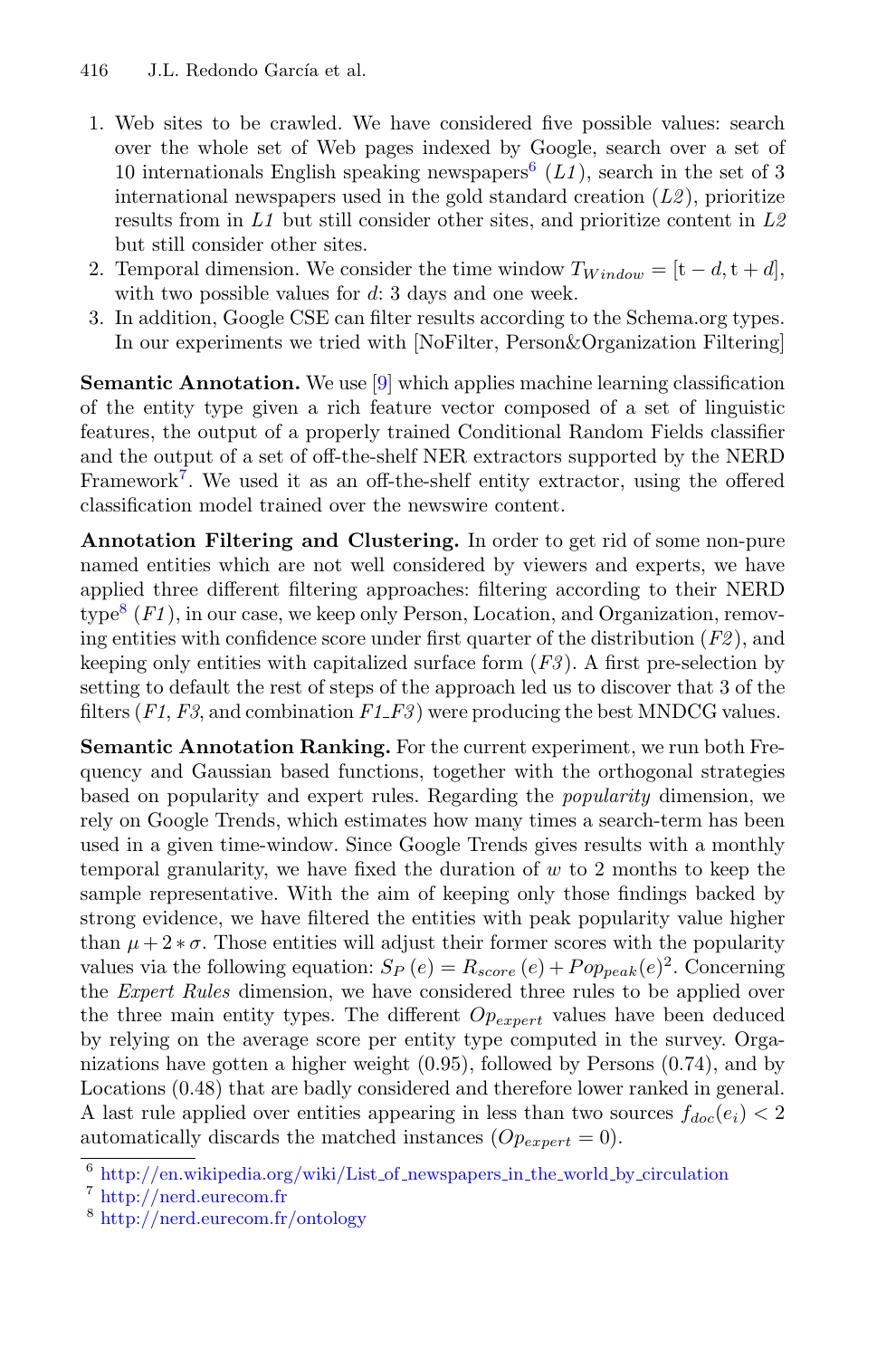1. Web sites to be crawled. We have considered five possible values: search over the whole set of Web pages indexed by Google, search over a set of 10 internationals English speaking newspapers[6] (*L1*), search in the set of 3 international newspapers used in the gold standard creation (*L2*), prioritize results from in *L1* but still consider other sites, and prioritize content in *L2* but still consider other sites.
2. Temporal dimension. We consider the time window $T_{Window} = [\mathrm{t} - d, \mathrm{t} + d]$, with two possible values for $d$: 3 days and one week.
3. In addition, Google CSE can filter results according to the Schema.org types. In our experiments we tried with [NoFilter, Person&Organization Filtering]

**Semantic Annotation.** We use [9] which applies machine learning classification of the entity type given a rich feature vector composed of a set of linguistic features, the output of a properly trained Conditional Random Fields classifier and the output of a set of off-the-shelf NER extractors supported by the NERD Framework[7]. We used it as an off-the-shelf entity extractor, using the offered classification model trained over the newswire content.

**Annotation Filtering and Clustering.** In order to get rid of some non-pure named entities which are not well considered by viewers and experts, we have applied three different filtering approaches: filtering according to their NERD type[8] (*F1*), in our case, we keep only Person, Location, and Organization, removing entities with confidence score under first quarter of the distribution (*F2*), and keeping only entities with capitalized surface form (*F3*). A first pre-selection by setting to default the rest of steps of the approach led us to discover that 3 of the filters (*F1*, *F3*, and combination *F1_F3*) were producing the best MNDCG values.

**Semantic Annotation Ranking.** For the current experiment, we run both Frequency and Gaussian based functions, together with the orthogonal strategies based on popularity and expert rules. Regarding the *popularity* dimension, we rely on Google Trends, which estimates how many times a search-term has been used in a given time-window. Since Google Trends gives results with a monthly temporal granularity, we have fixed the duration of $w$ to 2 months to keep the sample representative. With the aim of keeping only those findings backed by strong evidence, we have filtered the entities with peak popularity value higher than $\mu + 2 * \sigma$. Those entities will adjust their former scores with the popularity values via the following equation: $S_P\,(e) = R_{score}\,(e) + Pop_{peak}(e)^2$. Concerning the *Expert Rules* dimension, we have considered three rules to be applied over the three main entity types. The different $Op_{expert}$ values have been deduced by relying on the average score per entity type computed in the survey. Organizations have gotten a higher weight (0.95), followed by Persons (0.74), and by Locations (0.48) that are badly considered and therefore lower ranked in general. A last rule applied over entities appearing in less than two sources $f_{doc}(e_i) < 2$ automatically discards the matched instances ($Op_{expert} = 0$).

---

[6] http://en.wikipedia.org/wiki/List_of_newspapers_in_the_world_by_circulation

[7] http://nerd.eurecom.fr

[8] http://nerd.eurecom.fr/ontology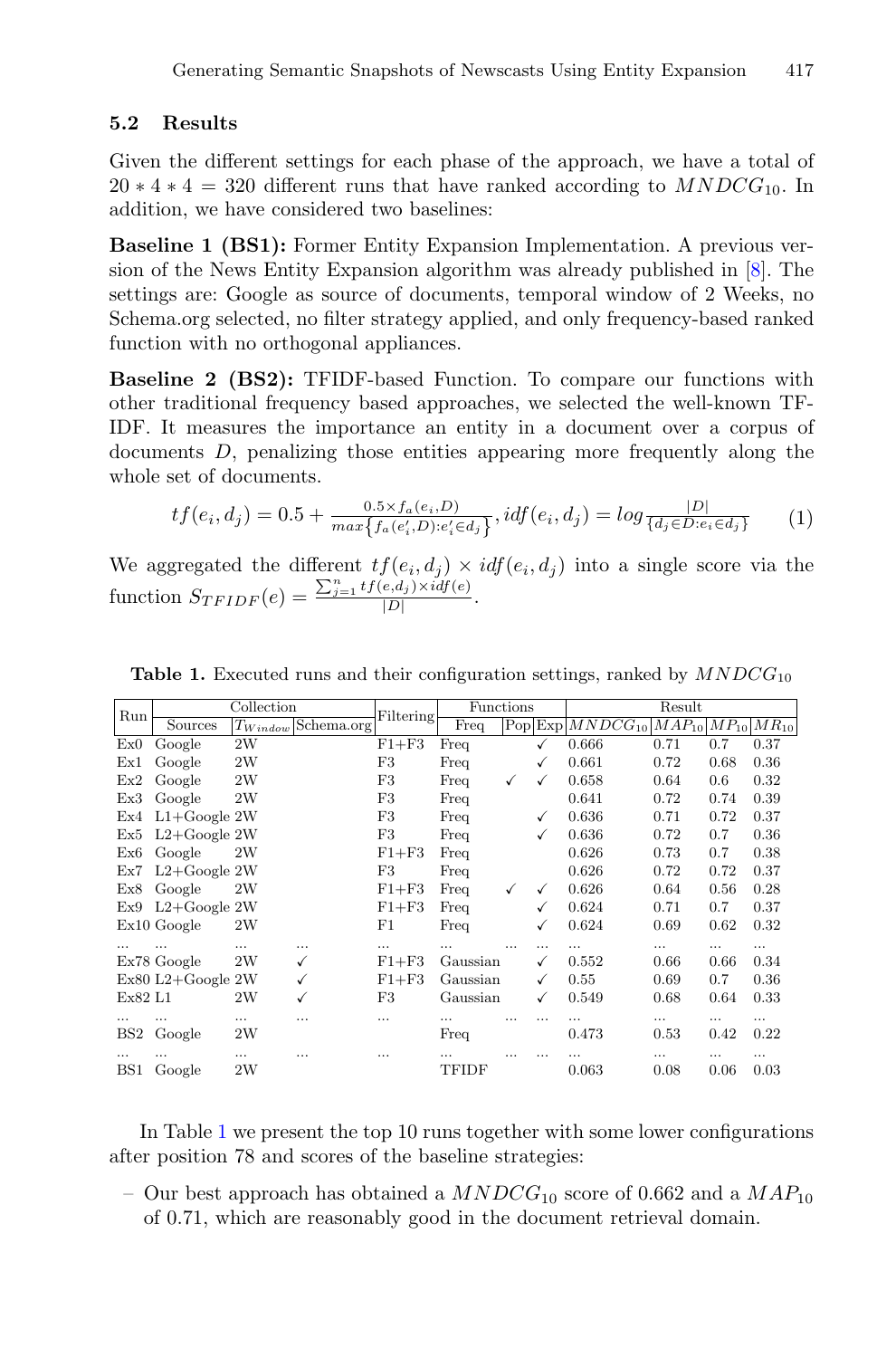### 5.2 Results

Given the different settings for each phase of the approach, we have a total of $20 * 4 * 4 = 320$ different runs that have ranked according to $MNDCG_{10}$. In addition, we have considered two baselines:

**Baseline 1 (BS1):** Former Entity Expansion Implementation. A previous version of the News Entity Expansion algorithm was already published in [8]. The settings are: Google as source of documents, temporal window of 2 Weeks, no Schema.org selected, no filter strategy applied, and only frequency-based ranked function with no orthogonal appliances.

**Baseline 2 (BS2):** TFIDF-based Function. To compare our functions with other traditional frequency based approaches, we selected the well-known TF-IDF. It measures the importance an entity in a document over a corpus of documents $D$, penalizing those entities appearing more frequently along the whole set of documents.

$$tf(e_i, d_j) = 0.5 + \frac{0.5 \times f_a(e_i, D)}{max\left\{f_a(e_i', D) : e_i' \in d_j\right\}}, idf(e_i, d_j) = log\frac{|D|}{\{d_j \in D : e_i \in d_j\}} \qquad (1)$$

We aggregated the different $tf(e_i, d_j) \times idf(e_i, d_j)$ into a single score via the function $S_{TFIDF}(e) = \frac{\sum_{j=1}^{n} tf(e, d_j) \times idf(e)}{|D|}$.

**Table 1.** Executed runs and their configuration settings, ranked by $MNDCG_{10}$

| Run | Collection | | | Filtering | Functions | | | Result | | | |
|---|---|---|---|---|---|---|---|---|---|---|---|
| | Sources | $T_{Window}$ | Schema.org | | Freq | Pop | Exp | $MNDCG_{10}$ | $MAP_{10}$ | $MP_{10}$ | $MR_{10}$ |
| Ex0 | Google | 2W | | F1+F3 | Freq | | ✓ | 0.666 | 0.71 | 0.7 | 0.37 |
| Ex1 | Google | 2W | | F3 | Freq | | ✓ | 0.661 | 0.72 | 0.68 | 0.36 |
| Ex2 | Google | 2W | | F3 | Freq | ✓ | ✓ | 0.658 | 0.64 | 0.6 | 0.32 |
| Ex3 | Google | 2W | | F3 | Freq | | | 0.641 | 0.72 | 0.74 | 0.39 |
| Ex4 | L1+Google | 2W | | F3 | Freq | | ✓ | 0.636 | 0.71 | 0.72 | 0.37 |
| Ex5 | L2+Google | 2W | | F3 | Freq | | ✓ | 0.636 | 0.72 | 0.7 | 0.36 |
| Ex6 | Google | 2W | | F1+F3 | Freq | | | 0.626 | 0.73 | 0.7 | 0.38 |
| Ex7 | L2+Google | 2W | | F3 | Freq | | | 0.626 | 0.72 | 0.72 | 0.37 |
| Ex8 | Google | 2W | | F1+F3 | Freq | ✓ | ✓ | 0.626 | 0.64 | 0.56 | 0.28 |
| Ex9 | L2+Google | 2W | | F1+F3 | Freq | | ✓ | 0.624 | 0.71 | 0.7 | 0.37 |
| Ex10 | Google | 2W | | F1 | Freq | | ✓ | 0.624 | 0.69 | 0.62 | 0.32 |
| ... | ... | ... | ... | ... | ... | ... | ... | ... | ... | ... | ... |
| Ex78 | Google | 2W | ✓ | F1+F3 | Gaussian | | ✓ | 0.552 | 0.66 | 0.66 | 0.34 |
| Ex80 | L2+Google | 2W | ✓ | F1+F3 | Gaussian | | ✓ | 0.55 | 0.69 | 0.7 | 0.36 |
| Ex82 | L1 | 2W | ✓ | F3 | Gaussian | | ✓ | 0.549 | 0.68 | 0.64 | 0.33 |
| ... | ... | ... | ... | ... | ... | ... | ... | ... | ... | ... | ... |
| BS2 | Google | 2W | | | Freq | | | 0.473 | 0.53 | 0.42 | 0.22 |
| ... | ... | ... | ... | ... | ... | ... | ... | ... | ... | ... | ... |
| BS1 | Google | 2W | | | TFIDF | | | 0.063 | 0.08 | 0.06 | 0.03 |

In Table 1 we present the top 10 runs together with some lower configurations after position 78 and scores of the baseline strategies:

- Our best approach has obtained a $MNDCG_{10}$ score of 0.662 and a $MAP_{10}$ of 0.71, which are reasonably good in the document retrieval domain.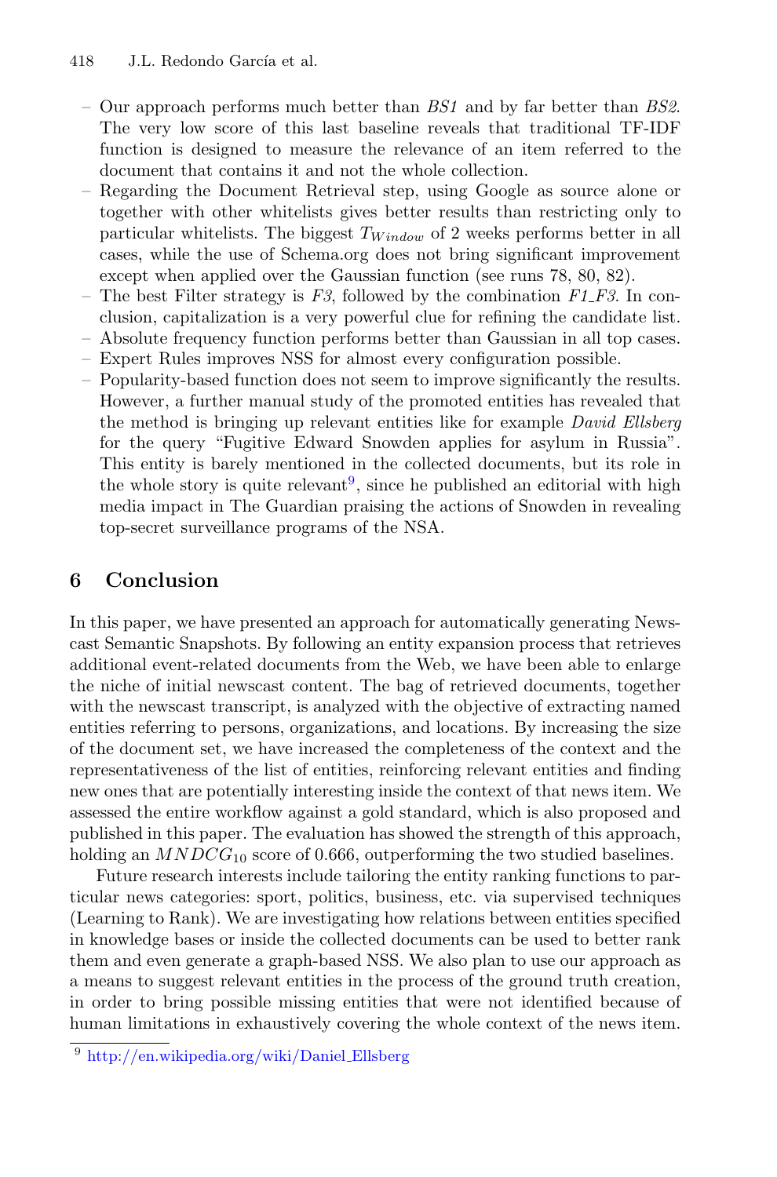- Our approach performs much better than *BS1* and by far better than *BS2*. The very low score of this last baseline reveals that traditional TF-IDF function is designed to measure the relevance of an item referred to the document that contains it and not the whole collection.
- Regarding the Document Retrieval step, using Google as source alone or together with other whitelists gives better results than restricting only to particular whitelists. The biggest $T_{Window}$ of 2 weeks performs better in all cases, while the use of Schema.org does not bring significant improvement except when applied over the Gaussian function (see runs 78, 80, 82).
- The best Filter strategy is *F3*, followed by the combination *F1_F3*. In conclusion, capitalization is a very powerful clue for refining the candidate list.
- Absolute frequency function performs better than Gaussian in all top cases.
- Expert Rules improves NSS for almost every configuration possible.
- Popularity-based function does not seem to improve significantly the results. However, a further manual study of the promoted entities has revealed that the method is bringing up relevant entities like for example *David Ellsberg* for the query "Fugitive Edward Snowden applies for asylum in Russia". This entity is barely mentioned in the collected documents, but its role in the whole story is quite relevant[9], since he published an editorial with high media impact in The Guardian praising the actions of Snowden in revealing top-secret surveillance programs of the NSA.

## 6 Conclusion

In this paper, we have presented an approach for automatically generating Newscast Semantic Snapshots. By following an entity expansion process that retrieves additional event-related documents from the Web, we have been able to enlarge the niche of initial newscast content. The bag of retrieved documents, together with the newscast transcript, is analyzed with the objective of extracting named entities referring to persons, organizations, and locations. By increasing the size of the document set, we have increased the completeness of the context and the representativeness of the list of entities, reinforcing relevant entities and finding new ones that are potentially interesting inside the context of that news item. We assessed the entire workflow against a gold standard, which is also proposed and published in this paper. The evaluation has showed the strength of this approach, holding an $MNDCG_{10}$ score of 0.666, outperforming the two studied baselines.

Future research interests include tailoring the entity ranking functions to particular news categories: sport, politics, business, etc. via supervised techniques (Learning to Rank). We are investigating how relations between entities specified in knowledge bases or inside the collected documents can be used to better rank them and even generate a graph-based NSS. We also plan to use our approach as a means to suggest relevant entities in the process of the ground truth creation, in order to bring possible missing entities that were not identified because of human limitations in exhaustively covering the whole context of the news item.

[9] http://en.wikipedia.org/wiki/Daniel_Ellsberg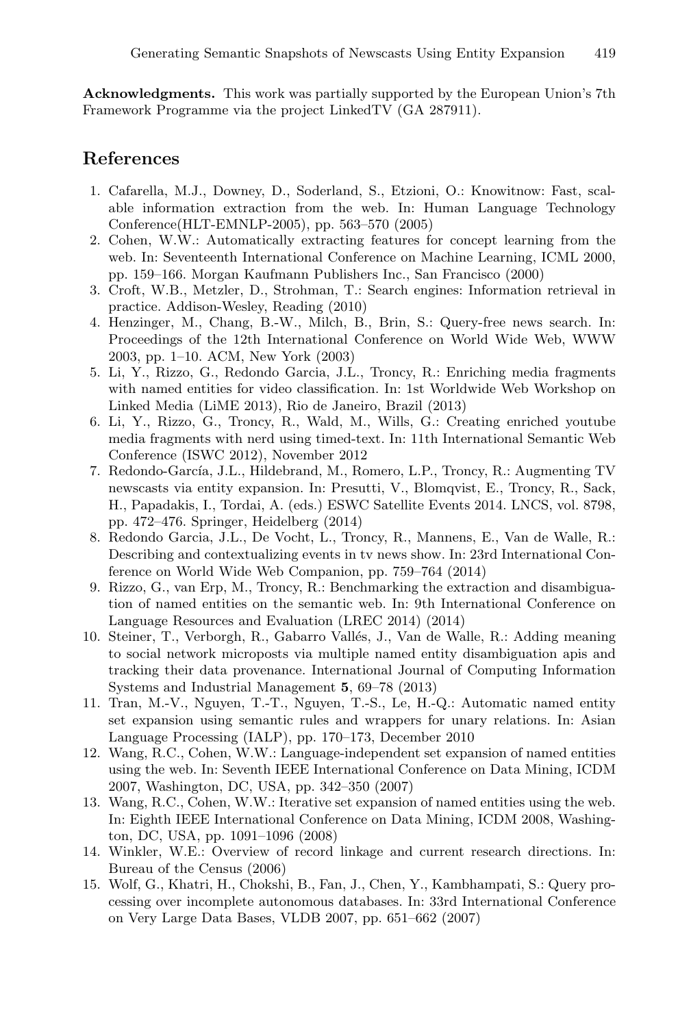**Acknowledgments.** This work was partially supported by the European Union's 7th Framework Programme via the project LinkedTV (GA 287911).

## References

1. Cafarella, M.J., Downey, D., Soderland, S., Etzioni, O.: Knowitnow: Fast, scalable information extraction from the web. In: Human Language Technology Conference(HLT-EMNLP-2005), pp. 563–570 (2005)
2. Cohen, W.W.: Automatically extracting features for concept learning from the web. In: Seventeenth International Conference on Machine Learning, ICML 2000, pp. 159–166. Morgan Kaufmann Publishers Inc., San Francisco (2000)
3. Croft, W.B., Metzler, D., Strohman, T.: Search engines: Information retrieval in practice. Addison-Wesley, Reading (2010)
4. Henzinger, M., Chang, B.-W., Milch, B., Brin, S.: Query-free news search. In: Proceedings of the 12th International Conference on World Wide Web, WWW 2003, pp. 1–10. ACM, New York (2003)
5. Li, Y., Rizzo, G., Redondo Garcia, J.L., Troncy, R.: Enriching media fragments with named entities for video classification. In: 1st Worldwide Web Workshop on Linked Media (LiME 2013), Rio de Janeiro, Brazil (2013)
6. Li, Y., Rizzo, G., Troncy, R., Wald, M., Wills, G.: Creating enriched youtube media fragments with nerd using timed-text. In: 11th International Semantic Web Conference (ISWC 2012), November 2012
7. Redondo-García, J.L., Hildebrand, M., Romero, L.P., Troncy, R.: Augmenting TV newscasts via entity expansion. In: Presutti, V., Blomqvist, E., Troncy, R., Sack, H., Papadakis, I., Tordai, A. (eds.) ESWC Satellite Events 2014. LNCS, vol. 8798, pp. 472–476. Springer, Heidelberg (2014)
8. Redondo Garcia, J.L., De Vocht, L., Troncy, R., Mannens, E., Van de Walle, R.: Describing and contextualizing events in tv news show. In: 23rd International Conference on World Wide Web Companion, pp. 759–764 (2014)
9. Rizzo, G., van Erp, M., Troncy, R.: Benchmarking the extraction and disambiguation of named entities on the semantic web. In: 9th International Conference on Language Resources and Evaluation (LREC 2014) (2014)
10. Steiner, T., Verborgh, R., Gabarro Vallés, J., Van de Walle, R.: Adding meaning to social network microposts via multiple named entity disambiguation apis and tracking their data provenance. International Journal of Computing Information Systems and Industrial Management **5**, 69–78 (2013)
11. Tran, M.-V., Nguyen, T.-T., Nguyen, T.-S., Le, H.-Q.: Automatic named entity set expansion using semantic rules and wrappers for unary relations. In: Asian Language Processing (IALP), pp. 170–173, December 2010
12. Wang, R.C., Cohen, W.W.: Language-independent set expansion of named entities using the web. In: Seventh IEEE International Conference on Data Mining, ICDM 2007, Washington, DC, USA, pp. 342–350 (2007)
13. Wang, R.C., Cohen, W.W.: Iterative set expansion of named entities using the web. In: Eighth IEEE International Conference on Data Mining, ICDM 2008, Washington, DC, USA, pp. 1091–1096 (2008)
14. Winkler, W.E.: Overview of record linkage and current research directions. In: Bureau of the Census (2006)
15. Wolf, G., Khatri, H., Chokshi, B., Fan, J., Chen, Y., Kambhampati, S.: Query processing over incomplete autonomous databases. In: 33rd International Conference on Very Large Data Bases, VLDB 2007, pp. 651–662 (2007)